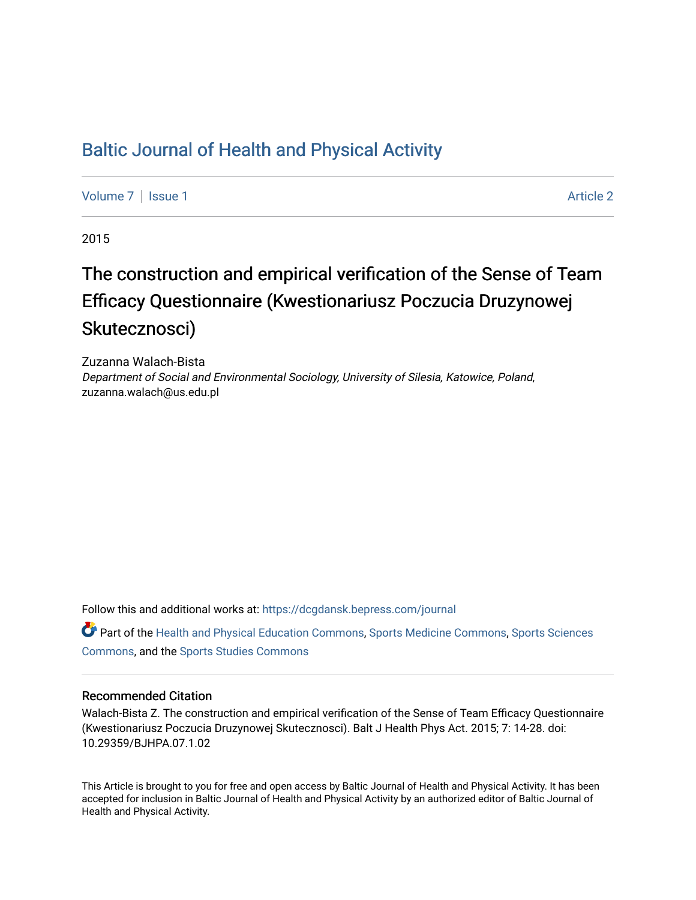# Baltic Journal of Health and Physical Activity

Volume 7 | Issue 1 Article 2

2015

## The construction and empirical verification of the Sense of Team Efficacy Questionnaire (Kwestionariusz Poczucia Druzynowej Skutecznosci)

Zuzanna Walach-Bista
*Department of Social and Environmental Sociology, University of Silesia, Katowice, Poland*, zuzanna.walach@us.edu.pl

Follow this and additional works at: https://dcgdansk.bepress.com/journal

Part of the Health and Physical Education Commons, Sports Medicine Commons, Sports Sciences Commons, and the Sports Studies Commons

### Recommended Citation

Walach-Bista Z. The construction and empirical verification of the Sense of Team Efficacy Questionnaire (Kwestionariusz Poczucia Druzynowej Skutecznosci). Balt J Health Phys Act. 2015; 7: 14-28. doi: 10.29359/BJHPA.07.1.02

This Article is brought to you for free and open access by Baltic Journal of Health and Physical Activity. It has been accepted for inclusion in Baltic Journal of Health and Physical Activity by an authorized editor of Baltic Journal of Health and Physical Activity.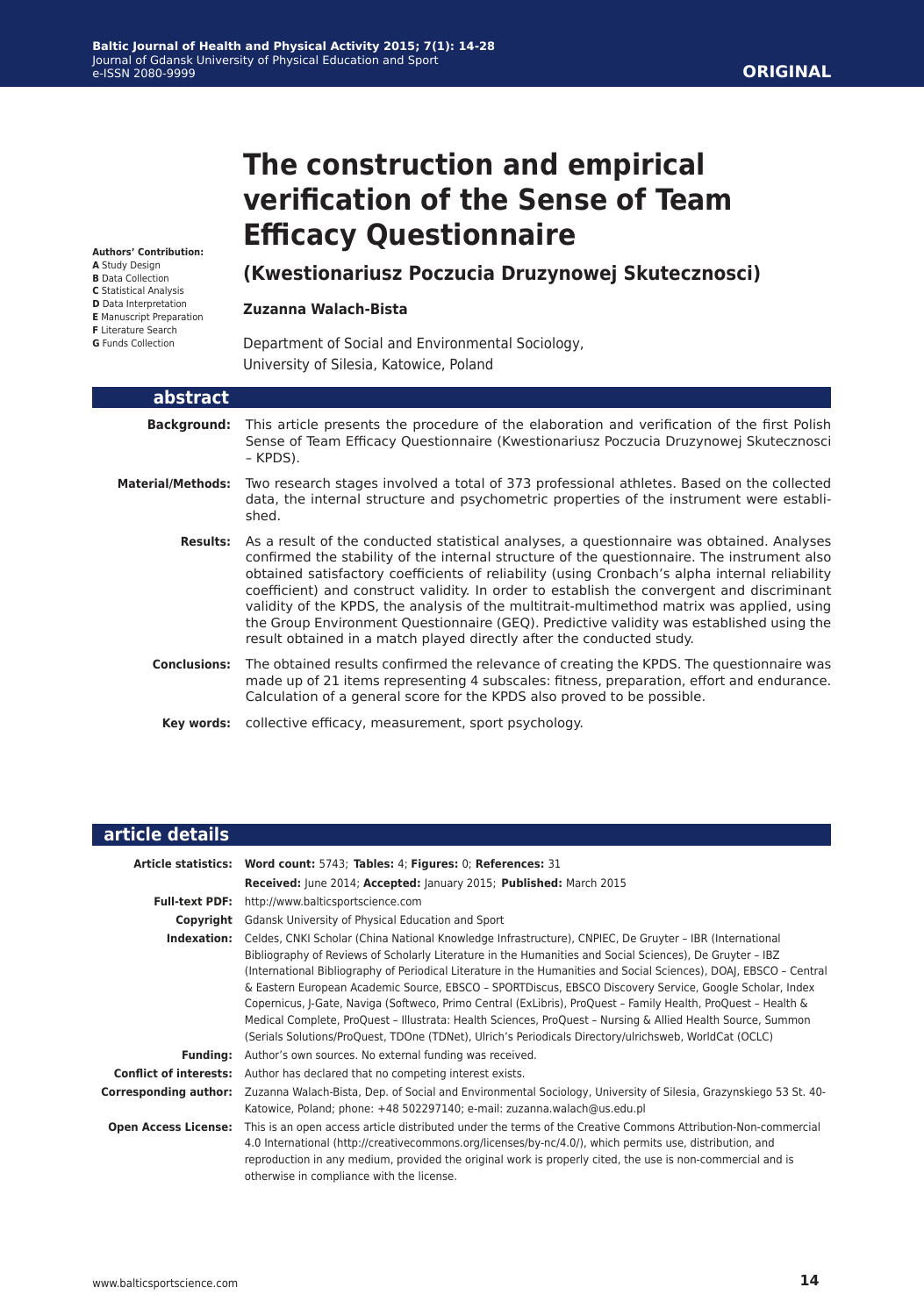**ORIGINAL**

# The construction and empirical verification of the Sense of Team Efficacy Questionnaire

## (Kwestionariusz Poczucia Druzynowej Skutecznosci)

**Zuzanna Walach-Bista**

Department of Social and Environmental Sociology,
University of Silesia, Katowice, Poland

**Authors' Contribution:**
**A** Study Design
**B** Data Collection
**C** Statistical Analysis
**D** Data Interpretation
**E** Manuscript Preparation
**F** Literature Search
**G** Funds Collection

## abstract

**Background:** This article presents the procedure of the elaboration and verification of the first Polish Sense of Team Efficacy Questionnaire (Kwestionariusz Poczucia Druzynowej Skutecznosci – KPDS).

**Material/Methods:** Two research stages involved a total of 373 professional athletes. Based on the collected data, the internal structure and psychometric properties of the instrument were established.

**Results:** As a result of the conducted statistical analyses, a questionnaire was obtained. Analyses confirmed the stability of the internal structure of the questionnaire. The instrument also obtained satisfactory coefficients of reliability (using Cronbach's alpha internal reliability coefficient) and construct validity. In order to establish the convergent and discriminant validity of the KPDS, the analysis of the multitrait-multimethod matrix was applied, using the Group Environment Questionnaire (GEQ). Predictive validity was established using the result obtained in a match played directly after the conducted study.

**Conclusions:** The obtained results confirmed the relevance of creating the KPDS. The questionnaire was made up of 21 items representing 4 subscales: fitness, preparation, effort and endurance. Calculation of a general score for the KPDS also proved to be possible.

**Key words:** collective efficacy, measurement, sport psychology.

## article details

**Article statistics:** **Word count:** 5743; **Tables:** 4; **Figures:** 0; **References:** 31

**Received:** June 2014; **Accepted:** January 2015; **Published:** March 2015

**Full-text PDF:** http://www.balticsportscience.com

**Copyright** Gdansk University of Physical Education and Sport

**Indexation:** Celdes, CNKI Scholar (China National Knowledge Infrastructure), CNPIEC, De Gruyter – IBR (International Bibliography of Reviews of Scholarly Literature in the Humanities and Social Sciences), De Gruyter – IBZ (International Bibliography of Periodical Literature in the Humanities and Social Sciences), DOAJ, EBSCO – Central & Eastern European Academic Source, EBSCO – SPORTDiscus, EBSCO Discovery Service, Google Scholar, Index Copernicus, J-Gate, Naviga (Softweco, Primo Central (ExLibris), ProQuest – Family Health, ProQuest – Health & Medical Complete, ProQuest – Illustrata: Health Sciences, ProQuest – Nursing & Allied Health Source, Summon (Serials Solutions/ProQuest, TDOne (TDNet), Ulrich's Periodicals Directory/ulrichsweb, WorldCat (OCLC)

**Funding:** Author's own sources. No external funding was received.

**Conflict of interests:** Author has declared that no competing interest exists.

**Corresponding author:** Zuzanna Walach-Bista, Dep. of Social and Environmental Sociology, University of Silesia, Grazynskiego 53 St. 40-Katowice, Poland; phone: +48 502297140; e-mail: zuzanna.walach@us.edu.pl

**Open Access License:** This is an open access article distributed under the terms of the Creative Commons Attribution-Non-commercial 4.0 International (http://creativecommons.org/licenses/by-nc/4.0/), which permits use, distribution, and reproduction in any medium, provided the original work is properly cited, the use is non-commercial and is otherwise in compliance with the license.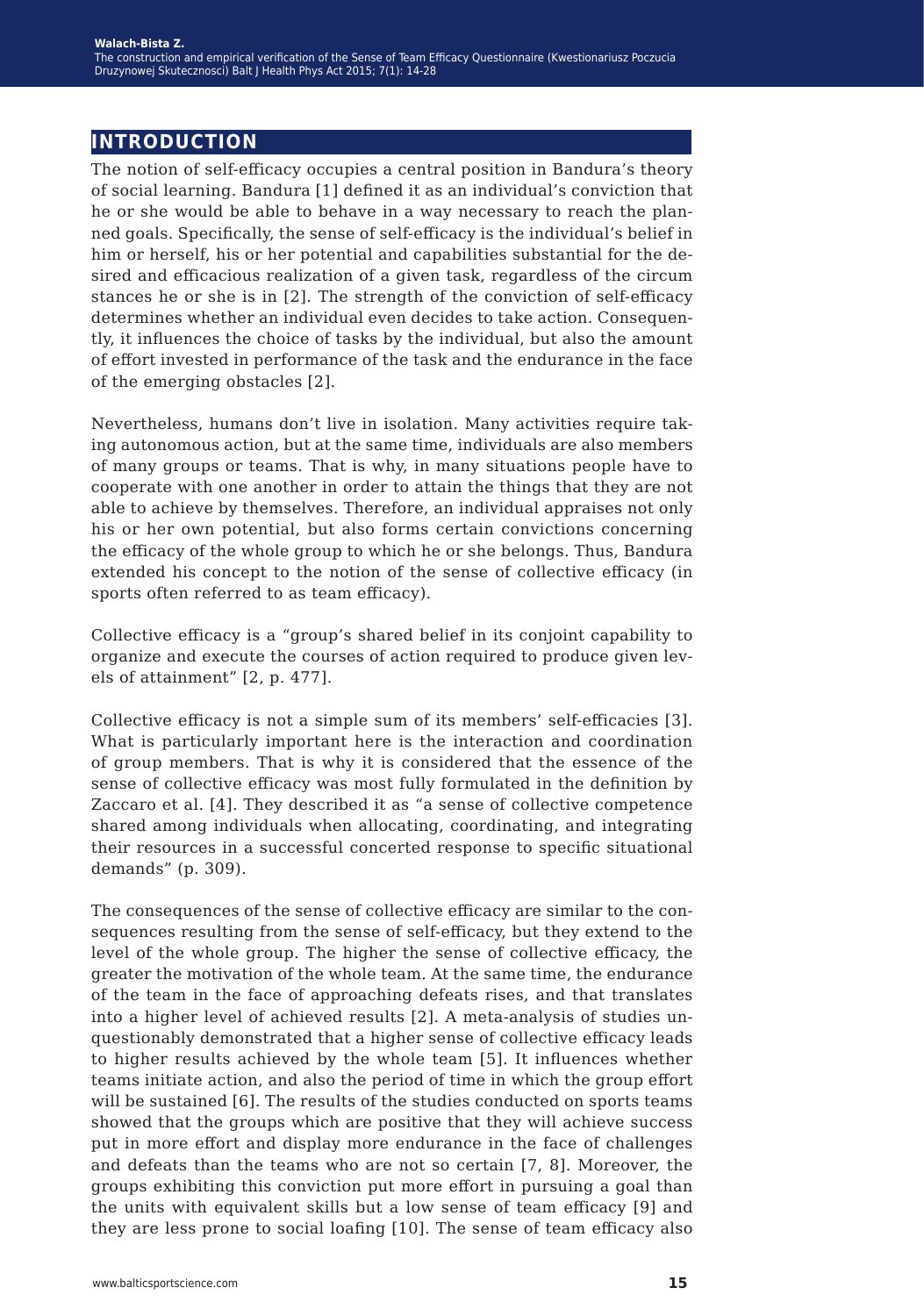## INTRODUCTION

The notion of self-efficacy occupies a central position in Bandura's theory of social learning. Bandura [1] defined it as an individual's conviction that he or she would be able to behave in a way necessary to reach the planned goals. Specifically, the sense of self-efficacy is the individual's belief in him or herself, his or her potential and capabilities substantial for the desired and efficacious realization of a given task, regardless of the circumstances he or she is in [2]. The strength of the conviction of self-efficacy determines whether an individual even decides to take action. Consequently, it influences the choice of tasks by the individual, but also the amount of effort invested in performance of the task and the endurance in the face of the emerging obstacles [2].

Nevertheless, humans don't live in isolation. Many activities require taking autonomous action, but at the same time, individuals are also members of many groups or teams. That is why, in many situations people have to cooperate with one another in order to attain the things that they are not able to achieve by themselves. Therefore, an individual appraises not only his or her own potential, but also forms certain convictions concerning the efficacy of the whole group to which he or she belongs. Thus, Bandura extended his concept to the notion of the sense of collective efficacy (in sports often referred to as team efficacy).

Collective efficacy is a "group's shared belief in its conjoint capability to organize and execute the courses of action required to produce given levels of attainment" [2, p. 477].

Collective efficacy is not a simple sum of its members' self-efficacies [3]. What is particularly important here is the interaction and coordination of group members. That is why it is considered that the essence of the sense of collective efficacy was most fully formulated in the definition by Zaccaro et al. [4]. They described it as "a sense of collective competence shared among individuals when allocating, coordinating, and integrating their resources in a successful concerted response to specific situational demands" (p. 309).

The consequences of the sense of collective efficacy are similar to the consequences resulting from the sense of self-efficacy, but they extend to the level of the whole group. The higher the sense of collective efficacy, the greater the motivation of the whole team. At the same time, the endurance of the team in the face of approaching defeats rises, and that translates into a higher level of achieved results [2]. A meta-analysis of studies unquestionably demonstrated that a higher sense of collective efficacy leads to higher results achieved by the whole team [5]. It influences whether teams initiate action, and also the period of time in which the group effort will be sustained [6]. The results of the studies conducted on sports teams showed that the groups which are positive that they will achieve success put in more effort and display more endurance in the face of challenges and defeats than the teams who are not so certain [7, 8]. Moreover, the groups exhibiting this conviction put more effort in pursuing a goal than the units with equivalent skills but a low sense of team efficacy [9] and they are less prone to social loafing [10]. The sense of team efficacy also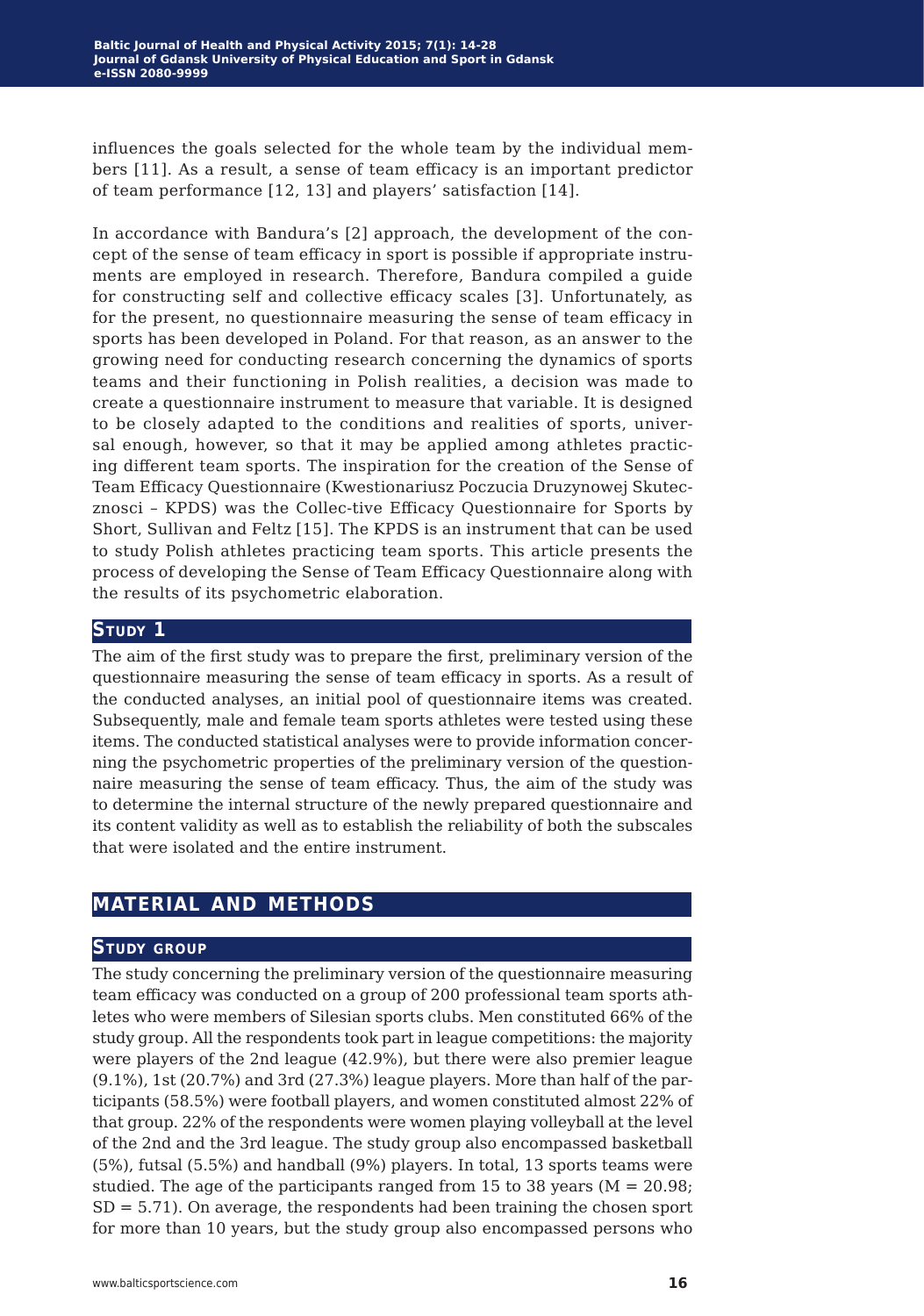influences the goals selected for the whole team by the individual members [11]. As a result, a sense of team efficacy is an important predictor of team performance [12, 13] and players' satisfaction [14].

In accordance with Bandura's [2] approach, the development of the concept of the sense of team efficacy in sport is possible if appropriate instruments are employed in research. Therefore, Bandura compiled a guide for constructing self and collective efficacy scales [3]. Unfortunately, as for the present, no questionnaire measuring the sense of team efficacy in sports has been developed in Poland. For that reason, as an answer to the growing need for conducting research concerning the dynamics of sports teams and their functioning in Polish realities, a decision was made to create a questionnaire instrument to measure that variable. It is designed to be closely adapted to the conditions and realities of sports, universal enough, however, so that it may be applied among athletes practicing different team sports. The inspiration for the creation of the Sense of Team Efficacy Questionnaire (Kwestionariusz Poczucia Druzynowej Skutecznosci – KPDS) was the Collec-tive Efficacy Questionnaire for Sports by Short, Sullivan and Feltz [15]. The KPDS is an instrument that can be used to study Polish athletes practicing team sports. This article presents the process of developing the Sense of Team Efficacy Questionnaire along with the results of its psychometric elaboration.

## Study 1

The aim of the first study was to prepare the first, preliminary version of the questionnaire measuring the sense of team efficacy in sports. As a result of the conducted analyses, an initial pool of questionnaire items was created. Subsequently, male and female team sports athletes were tested using these items. The conducted statistical analyses were to provide information concerning the psychometric properties of the preliminary version of the questionnaire measuring the sense of team efficacy. Thus, the aim of the study was to determine the internal structure of the newly prepared questionnaire and its content validity as well as to establish the reliability of both the subscales that were isolated and the entire instrument.

## Material and Methods

### Study group

The study concerning the preliminary version of the questionnaire measuring team efficacy was conducted on a group of 200 professional team sports athletes who were members of Silesian sports clubs. Men constituted 66% of the study group. All the respondents took part in league competitions: the majority were players of the 2nd league (42.9%), but there were also premier league (9.1%), 1st (20.7%) and 3rd (27.3%) league players. More than half of the participants (58.5%) were football players, and women constituted almost 22% of that group. 22% of the respondents were women playing volleyball at the level of the 2nd and the 3rd league. The study group also encompassed basketball (5%), futsal (5.5%) and handball (9%) players. In total, 13 sports teams were studied. The age of the participants ranged from 15 to 38 years ($M = 20.98$; $SD = 5.71$). On average, the respondents had been training the chosen sport for more than 10 years, but the study group also encompassed persons who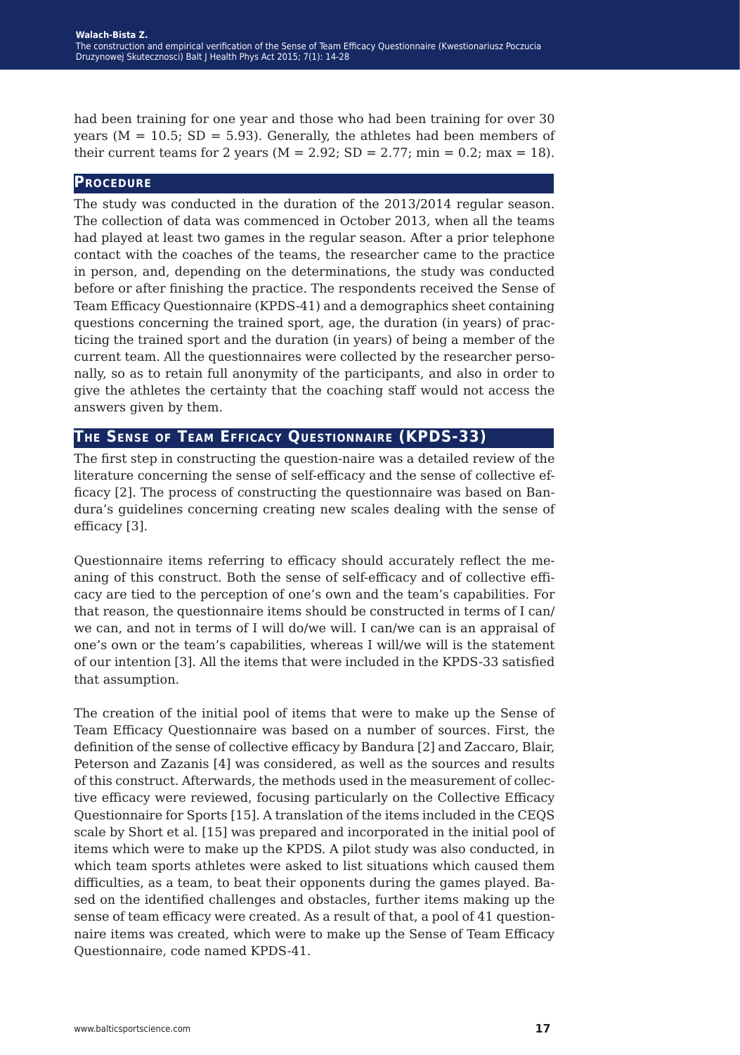had been training for one year and those who had been training for over 30 years ($M = 10.5$; $SD = 5.93$). Generally, the athletes had been members of their current teams for 2 years ($M = 2.92$; $SD = 2.77$; $min = 0.2$; $max = 18$).

## Procedure

The study was conducted in the duration of the 2013/2014 regular season. The collection of data was commenced in October 2013, when all the teams had played at least two games in the regular season. After a prior telephone contact with the coaches of the teams, the researcher came to the practice in person, and, depending on the determinations, the study was conducted before or after finishing the practice. The respondents received the Sense of Team Efficacy Questionnaire (KPDS-41) and a demographics sheet containing questions concerning the trained sport, age, the duration (in years) of practicing the trained sport and the duration (in years) of being a member of the current team. All the questionnaires were collected by the researcher personally, so as to retain full anonymity of the participants, and also in order to give the athletes the certainty that the coaching staff would not access the answers given by them.

## The Sense of Team Efficacy Questionnaire (KPDS-33)

The first step in constructing the question-naire was a detailed review of the literature concerning the sense of self-efficacy and the sense of collective efficacy [2]. The process of constructing the questionnaire was based on Bandura's guidelines concerning creating new scales dealing with the sense of efficacy [3].

Questionnaire items referring to efficacy should accurately reflect the meaning of this construct. Both the sense of self-efficacy and of collective efficacy are tied to the perception of one's own and the team's capabilities. For that reason, the questionnaire items should be constructed in terms of I can/we can, and not in terms of I will do/we will. I can/we can is an appraisal of one's own or the team's capabilities, whereas I will/we will is the statement of our intention [3]. All the items that were included in the KPDS-33 satisfied that assumption.

The creation of the initial pool of items that were to make up the Sense of Team Efficacy Questionnaire was based on a number of sources. First, the definition of the sense of collective efficacy by Bandura [2] and Zaccaro, Blair, Peterson and Zazanis [4] was considered, as well as the sources and results of this construct. Afterwards, the methods used in the measurement of collective efficacy were reviewed, focusing particularly on the Collective Efficacy Questionnaire for Sports [15]. A translation of the items included in the CEQS scale by Short et al. [15] was prepared and incorporated in the initial pool of items which were to make up the KPDS. A pilot study was also conducted, in which team sports athletes were asked to list situations which caused them difficulties, as a team, to beat their opponents during the games played. Based on the identified challenges and obstacles, further items making up the sense of team efficacy were created. As a result of that, a pool of 41 questionnaire items was created, which were to make up the Sense of Team Efficacy Questionnaire, code named KPDS-41.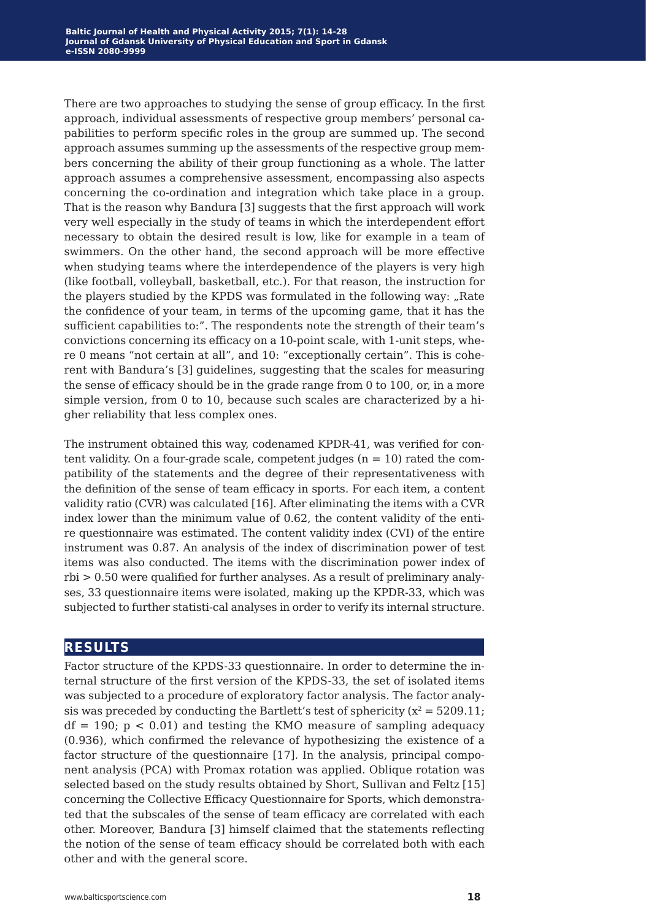There are two approaches to studying the sense of group efficacy. In the first approach, individual assessments of respective group members' personal capabilities to perform specific roles in the group are summed up. The second approach assumes summing up the assessments of the respective group members concerning the ability of their group functioning as a whole. The latter approach assumes a comprehensive assessment, encompassing also aspects concerning the co-ordination and integration which take place in a group. That is the reason why Bandura [3] suggests that the first approach will work very well especially in the study of teams in which the interdependent effort necessary to obtain the desired result is low, like for example in a team of swimmers. On the other hand, the second approach will be more effective when studying teams where the interdependence of the players is very high (like football, volleyball, basketball, etc.). For that reason, the instruction for the players studied by the KPDS was formulated in the following way: „Rate the confidence of your team, in terms of the upcoming game, that it has the sufficient capabilities to:". The respondents note the strength of their team's convictions concerning its efficacy on a 10-point scale, with 1-unit steps, where 0 means "not certain at all", and 10: "exceptionally certain". This is coherent with Bandura's [3] guidelines, suggesting that the scales for measuring the sense of efficacy should be in the grade range from 0 to 100, or, in a more simple version, from 0 to 10, because such scales are characterized by a higher reliability that less complex ones.

The instrument obtained this way, codenamed KPDR-41, was verified for content validity. On a four-grade scale, competent judges ($n = 10$) rated the compatibility of the statements and the degree of their representativeness with the definition of the sense of team efficacy in sports. For each item, a content validity ratio (CVR) was calculated [16]. After eliminating the items with a CVR index lower than the minimum value of 0.62, the content validity of the entire questionnaire was estimated. The content validity index (CVI) of the entire instrument was 0.87. An analysis of the index of discrimination power of test items was also conducted. The items with the discrimination power index of $r_{bi} > 0.50$ were qualified for further analyses. As a result of preliminary analyses, 33 questionnaire items were isolated, making up the KPDR-33, which was subjected to further statisti-cal analyses in order to verify its internal structure.

## RESULTS

Factor structure of the KPDS-33 questionnaire. In order to determine the internal structure of the first version of the KPDS-33, the set of isolated items was subjected to a procedure of exploratory factor analysis. The factor analysis was preceded by conducting the Bartlett's test of sphericity ($x^2 = 5209.11$; $df = 190$; $p < 0.01$) and testing the KMO measure of sampling adequacy (0.936), which confirmed the relevance of hypothesizing the existence of a factor structure of the questionnaire [17]. In the analysis, principal component analysis (PCA) with Promax rotation was applied. Oblique rotation was selected based on the study results obtained by Short, Sullivan and Feltz [15] concerning the Collective Efficacy Questionnaire for Sports, which demonstrated that the subscales of the sense of team efficacy are correlated with each other. Moreover, Bandura [3] himself claimed that the statements reflecting the notion of the sense of team efficacy should be correlated both with each other and with the general score.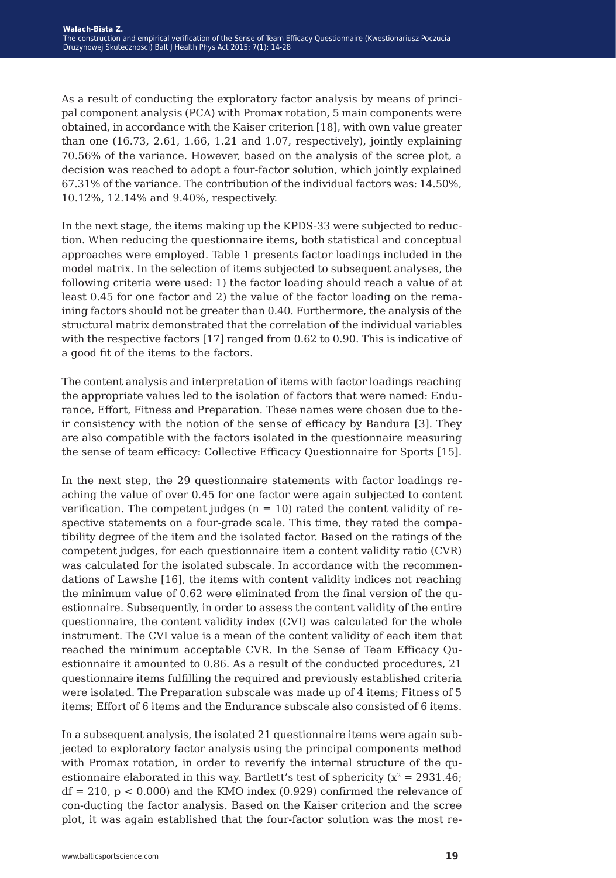As a result of conducting the exploratory factor analysis by means of principal component analysis (PCA) with Promax rotation, 5 main components were obtained, in accordance with the Kaiser criterion [18], with own value greater than one (16.73, 2.61, 1.66, 1.21 and 1.07, respectively), jointly explaining 70.56% of the variance. However, based on the analysis of the scree plot, a decision was reached to adopt a four-factor solution, which jointly explained 67.31% of the variance. The contribution of the individual factors was: 14.50%, 10.12%, 12.14% and 9.40%, respectively.

In the next stage, the items making up the KPDS-33 were subjected to reduction. When reducing the questionnaire items, both statistical and conceptual approaches were employed. Table 1 presents factor loadings included in the model matrix. In the selection of items subjected to subsequent analyses, the following criteria were used: 1) the factor loading should reach a value of at least 0.45 for one factor and 2) the value of the factor loading on the remaining factors should not be greater than 0.40. Furthermore, the analysis of the structural matrix demonstrated that the correlation of the individual variables with the respective factors [17] ranged from 0.62 to 0.90. This is indicative of a good fit of the items to the factors.

The content analysis and interpretation of items with factor loadings reaching the appropriate values led to the isolation of factors that were named: Endurance, Effort, Fitness and Preparation. These names were chosen due to their consistency with the notion of the sense of efficacy by Bandura [3]. They are also compatible with the factors isolated in the questionnaire measuring the sense of team efficacy: Collective Efficacy Questionnaire for Sports [15].

In the next step, the 29 questionnaire statements with factor loadings reaching the value of over 0.45 for one factor were again subjected to content verification. The competent judges ($n = 10$) rated the content validity of respective statements on a four-grade scale. This time, they rated the compatibility degree of the item and the isolated factor. Based on the ratings of the competent judges, for each questionnaire item a content validity ratio (CVR) was calculated for the isolated subscale. In accordance with the recommendations of Lawshe [16], the items with content validity indices not reaching the minimum value of 0.62 were eliminated from the final version of the questionnaire. Subsequently, in order to assess the content validity of the entire questionnaire, the content validity index (CVI) was calculated for the whole instrument. The CVI value is a mean of the content validity of each item that reached the minimum acceptable CVR. In the Sense of Team Efficacy Questionnaire it amounted to 0.86. As a result of the conducted procedures, 21 questionnaire items fulfilling the required and previously established criteria were isolated. The Preparation subscale was made up of 4 items; Fitness of 5 items; Effort of 6 items and the Endurance subscale also consisted of 6 items.

In a subsequent analysis, the isolated 21 questionnaire items were again subjected to exploratory factor analysis using the principal components method with Promax rotation, in order to reverify the internal structure of the questionnaire elaborated in this way. Bartlett's test of sphericity ($x^2 = 2931.46$; $df = 210$, $p < 0.000$) and the KMO index (0.929) confirmed the relevance of con-ducting the factor analysis. Based on the Kaiser criterion and the scree plot, it was again established that the four-factor solution was the most re-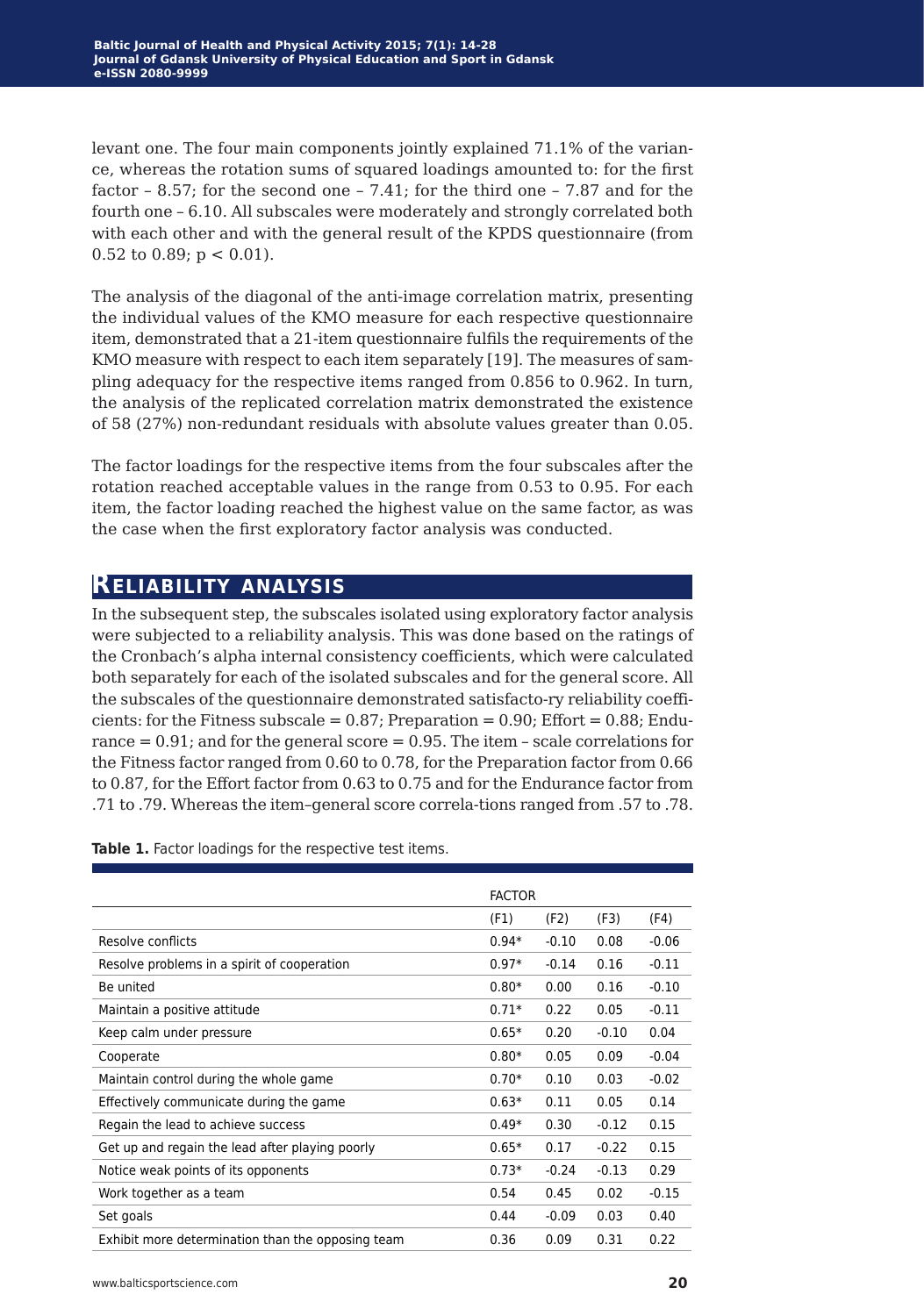levant one. The four main components jointly explained 71.1% of the variance, whereas the rotation sums of squared loadings amounted to: for the first factor – 8.57; for the second one – 7.41; for the third one – 7.87 and for the fourth one – 6.10. All subscales were moderately and strongly correlated both with each other and with the general result of the KPDS questionnaire (from 0.52 to 0.89; $p < 0.01$).

The analysis of the diagonal of the anti-image correlation matrix, presenting the individual values of the KMO measure for each respective questionnaire item, demonstrated that a 21-item questionnaire fulfils the requirements of the KMO measure with respect to each item separately [19]. The measures of sampling adequacy for the respective items ranged from 0.856 to 0.962. In turn, the analysis of the replicated correlation matrix demonstrated the existence of 58 (27%) non-redundant residuals with absolute values greater than 0.05.

The factor loadings for the respective items from the four subscales after the rotation reached acceptable values in the range from 0.53 to 0.95. For each item, the factor loading reached the highest value on the same factor, as was the case when the first exploratory factor analysis was conducted.

## Reliability analysis

In the subsequent step, the subscales isolated using exploratory factor analysis were subjected to a reliability analysis. This was done based on the ratings of the Cronbach's alpha internal consistency coefficients, which were calculated both separately for each of the isolated subscales and for the general score. All the subscales of the questionnaire demonstrated satisfacto-ry reliability coefficients: for the Fitness subscale = 0.87; Preparation = 0.90; Effort = 0.88; Endurance = 0.91; and for the general score = 0.95. The item – scale correlations for the Fitness factor ranged from 0.60 to 0.78, for the Preparation factor from 0.66 to 0.87, for the Effort factor from 0.63 to 0.75 and for the Endurance factor from .71 to .79. Whereas the item–general score correla-tions ranged from .57 to .78.

**Table 1.** Factor loadings for the respective test items.

| | FACTOR | | | |
|---|---|---|---|---|
| | (F1) | (F2) | (F3) | (F4) |
| Resolve conflicts | 0.94* | -0.10 | 0.08 | -0.06 |
| Resolve problems in a spirit of cooperation | 0.97* | -0.14 | 0.16 | -0.11 |
| Be united | 0.80* | 0.00 | 0.16 | -0.10 |
| Maintain a positive attitude | 0.71* | 0.22 | 0.05 | -0.11 |
| Keep calm under pressure | 0.65* | 0.20 | -0.10 | 0.04 |
| Cooperate | 0.80* | 0.05 | 0.09 | -0.04 |
| Maintain control during the whole game | 0.70* | 0.10 | 0.03 | -0.02 |
| Effectively communicate during the game | 0.63* | 0.11 | 0.05 | 0.14 |
| Regain the lead to achieve success | 0.49* | 0.30 | -0.12 | 0.15 |
| Get up and regain the lead after playing poorly | 0.65* | 0.17 | -0.22 | 0.15 |
| Notice weak points of its opponents | 0.73* | -0.24 | -0.13 | 0.29 |
| Work together as a team | 0.54 | 0.45 | 0.02 | -0.15 |
| Set goals | 0.44 | -0.09 | 0.03 | 0.40 |
| Exhibit more determination than the opposing team | 0.36 | 0.09 | 0.31 | 0.22 |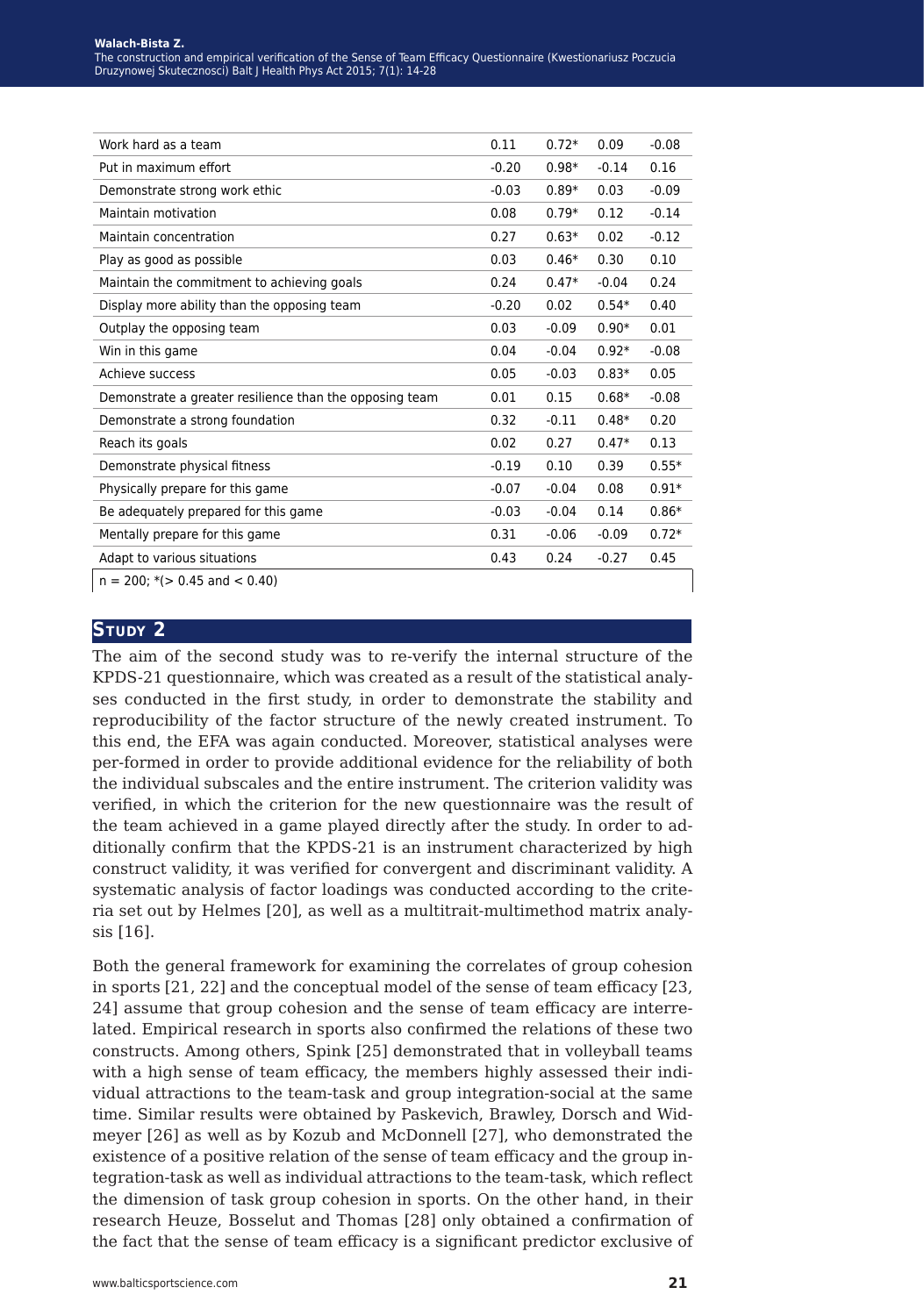| | | | | |
|---|---|---|---|---|
| Work hard as a team | 0.11 | 0.72* | 0.09 | -0.08 |
| Put in maximum effort | -0.20 | 0.98* | -0.14 | 0.16 |
| Demonstrate strong work ethic | -0.03 | 0.89* | 0.03 | -0.09 |
| Maintain motivation | 0.08 | 0.79* | 0.12 | -0.14 |
| Maintain concentration | 0.27 | 0.63* | 0.02 | -0.12 |
| Play as good as possible | 0.03 | 0.46* | 0.30 | 0.10 |
| Maintain the commitment to achieving goals | 0.24 | 0.47* | -0.04 | 0.24 |
| Display more ability than the opposing team | -0.20 | 0.02 | 0.54* | 0.40 |
| Outplay the opposing team | 0.03 | -0.09 | 0.90* | 0.01 |
| Win in this game | 0.04 | -0.04 | 0.92* | -0.08 |
| Achieve success | 0.05 | -0.03 | 0.83* | 0.05 |
| Demonstrate a greater resilience than the opposing team | 0.01 | 0.15 | 0.68* | -0.08 |
| Demonstrate a strong foundation | 0.32 | -0.11 | 0.48* | 0.20 |
| Reach its goals | 0.02 | 0.27 | 0.47* | 0.13 |
| Demonstrate physical fitness | -0.19 | 0.10 | 0.39 | 0.55* |
| Physically prepare for this game | -0.07 | -0.04 | 0.08 | 0.91* |
| Be adequately prepared for this game | -0.03 | -0.04 | 0.14 | 0.86* |
| Mentally prepare for this game | 0.31 | -0.06 | -0.09 | 0.72* |
| Adapt to various situations | 0.43 | 0.24 | -0.27 | 0.45 |

n = 200; *(> 0.45 and < 0.40)

## Study 2

The aim of the second study was to re-verify the internal structure of the KPDS-21 questionnaire, which was created as a result of the statistical analyses conducted in the first study, in order to demonstrate the stability and reproducibility of the factor structure of the newly created instrument. To this end, the EFA was again conducted. Moreover, statistical analyses were per-formed in order to provide additional evidence for the reliability of both the individual subscales and the entire instrument. The criterion validity was verified, in which the criterion for the new questionnaire was the result of the team achieved in a game played directly after the study. In order to additionally confirm that the KPDS-21 is an instrument characterized by high construct validity, it was verified for convergent and discriminant validity. A systematic analysis of factor loadings was conducted according to the criteria set out by Helmes [20], as well as a multitrait-multimethod matrix analysis [16].

Both the general framework for examining the correlates of group cohesion in sports [21, 22] and the conceptual model of the sense of team efficacy [23, 24] assume that group cohesion and the sense of team efficacy are interrelated. Empirical research in sports also confirmed the relations of these two constructs. Among others, Spink [25] demonstrated that in volleyball teams with a high sense of team efficacy, the members highly assessed their individual attractions to the team-task and group integration-social at the same time. Similar results were obtained by Paskevich, Brawley, Dorsch and Widmeyer [26] as well as by Kozub and McDonnell [27], who demonstrated the existence of a positive relation of the sense of team efficacy and the group integration-task as well as individual attractions to the team-task, which reflect the dimension of task group cohesion in sports. On the other hand, in their research Heuze, Bosselut and Thomas [28] only obtained a confirmation of the fact that the sense of team efficacy is a significant predictor exclusive of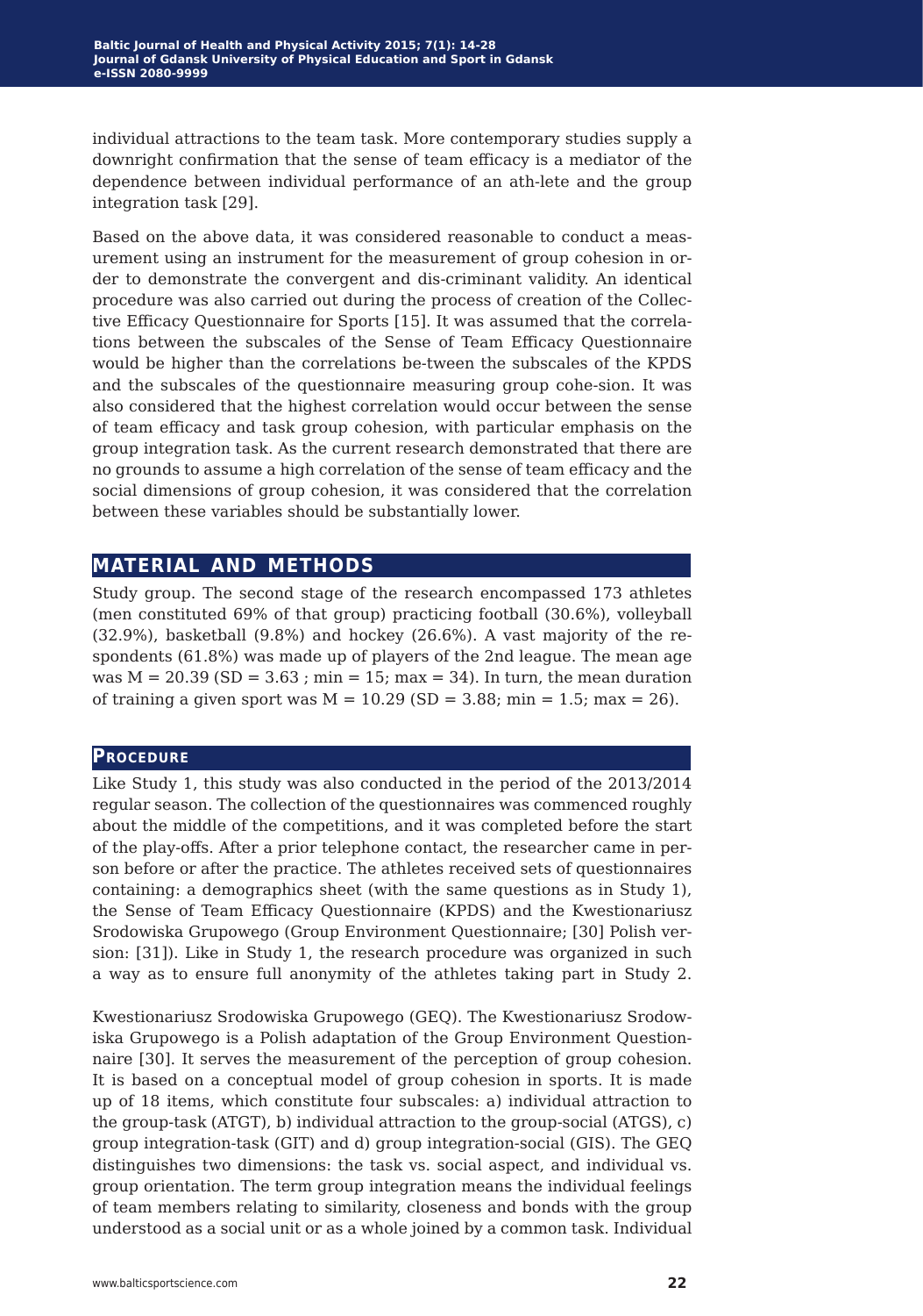individual attractions to the team task. More contemporary studies supply a downright confirmation that the sense of team efficacy is a mediator of the dependence between individual performance of an ath-lete and the group integration task [29].

Based on the above data, it was considered reasonable to conduct a measurement using an instrument for the measurement of group cohesion in order to demonstrate the convergent and dis-criminant validity. An identical procedure was also carried out during the process of creation of the Collective Efficacy Questionnaire for Sports [15]. It was assumed that the correlations between the subscales of the Sense of Team Efficacy Questionnaire would be higher than the correlations be-tween the subscales of the KPDS and the subscales of the questionnaire measuring group cohe-sion. It was also considered that the highest correlation would occur between the sense of team efficacy and task group cohesion, with particular emphasis on the group integration task. As the current research demonstrated that there are no grounds to assume a high correlation of the sense of team efficacy and the social dimensions of group cohesion, it was considered that the correlation between these variables should be substantially lower.

## MATERIAL AND METHODS

Study group. The second stage of the research encompassed 173 athletes (men constituted 69% of that group) practicing football (30.6%), volleyball (32.9%), basketball (9.8%) and hockey (26.6%). A vast majority of the respondents (61.8%) was made up of players of the 2nd league. The mean age was M = 20.39 (SD = 3.63 ; min = 15; max = 34). In turn, the mean duration of training a given sport was M = 10.29 (SD = 3.88; min = 1.5; max = 26).

### Procedure

Like Study 1, this study was also conducted in the period of the 2013/2014 regular season. The collection of the questionnaires was commenced roughly about the middle of the competitions, and it was completed before the start of the play-offs. After a prior telephone contact, the researcher came in person before or after the practice. The athletes received sets of questionnaires containing: a demographics sheet (with the same questions as in Study 1), the Sense of Team Efficacy Questionnaire (KPDS) and the Kwestionariusz Srodowiska Grupowego (Group Environment Questionnaire; [30] Polish version: [31]). Like in Study 1, the research procedure was organized in such a way as to ensure full anonymity of the athletes taking part in Study 2.

Kwestionariusz Srodowiska Grupowego (GEQ). The Kwestionariusz Srodowiska Grupowego is a Polish adaptation of the Group Environment Questionnaire [30]. It serves the measurement of the perception of group cohesion. It is based on a conceptual model of group cohesion in sports. It is made up of 18 items, which constitute four subscales: a) individual attraction to the group-task (ATGT), b) individual attraction to the group-social (ATGS), c) group integration-task (GIT) and d) group integration-social (GIS). The GEQ distinguishes two dimensions: the task vs. social aspect, and individual vs. group orientation. The term group integration means the individual feelings of team members relating to similarity, closeness and bonds with the group understood as a social unit or as a whole joined by a common task. Individual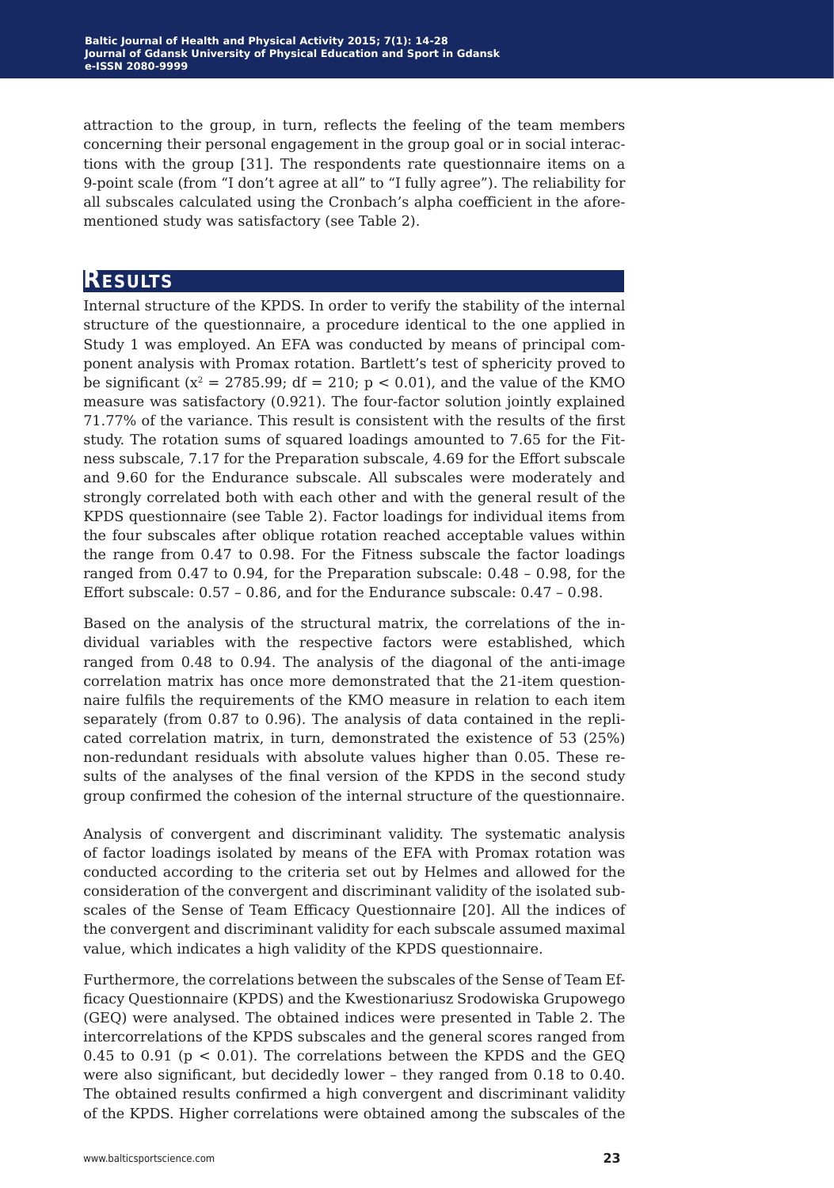attraction to the group, in turn, reflects the feeling of the team members concerning their personal engagement in the group goal or in social interactions with the group [31]. The respondents rate questionnaire items on a 9-point scale (from "I don't agree at all" to "I fully agree"). The reliability for all subscales calculated using the Cronbach's alpha coefficient in the aforementioned study was satisfactory (see Table 2).

## Results

Internal structure of the KPDS. In order to verify the stability of the internal structure of the questionnaire, a procedure identical to the one applied in Study 1 was employed. An EFA was conducted by means of principal component analysis with Promax rotation. Bartlett's test of sphericity proved to be significant ($x^2 = 2785.99$; $df = 210$; $p < 0.01$), and the value of the KMO measure was satisfactory (0.921). The four-factor solution jointly explained 71.77% of the variance. This result is consistent with the results of the first study. The rotation sums of squared loadings amounted to 7.65 for the Fitness subscale, 7.17 for the Preparation subscale, 4.69 for the Effort subscale and 9.60 for the Endurance subscale. All subscales were moderately and strongly correlated both with each other and with the general result of the KPDS questionnaire (see Table 2). Factor loadings for individual items from the four subscales after oblique rotation reached acceptable values within the range from 0.47 to 0.98. For the Fitness subscale the factor loadings ranged from 0.47 to 0.94, for the Preparation subscale: 0.48 – 0.98, for the Effort subscale: 0.57 – 0.86, and for the Endurance subscale: 0.47 – 0.98.

Based on the analysis of the structural matrix, the correlations of the individual variables with the respective factors were established, which ranged from 0.48 to 0.94. The analysis of the diagonal of the anti-image correlation matrix has once more demonstrated that the 21-item questionnaire fulfils the requirements of the KMO measure in relation to each item separately (from 0.87 to 0.96). The analysis of data contained in the replicated correlation matrix, in turn, demonstrated the existence of 53 (25%) non-redundant residuals with absolute values higher than 0.05. These results of the analyses of the final version of the KPDS in the second study group confirmed the cohesion of the internal structure of the questionnaire.

Analysis of convergent and discriminant validity. The systematic analysis of factor loadings isolated by means of the EFA with Promax rotation was conducted according to the criteria set out by Helmes and allowed for the consideration of the convergent and discriminant validity of the isolated subscales of the Sense of Team Efficacy Questionnaire [20]. All the indices of the convergent and discriminant validity for each subscale assumed maximal value, which indicates a high validity of the KPDS questionnaire.

Furthermore, the correlations between the subscales of the Sense of Team Efficacy Questionnaire (KPDS) and the Kwestionariusz Srodowiska Grupowego (GEQ) were analysed. The obtained indices were presented in Table 2. The intercorrelations of the KPDS subscales and the general scores ranged from 0.45 to 0.91 ($p < 0.01$). The correlations between the KPDS and the GEQ were also significant, but decidedly lower – they ranged from 0.18 to 0.40. The obtained results confirmed a high convergent and discriminant validity of the KPDS. Higher correlations were obtained among the subscales of the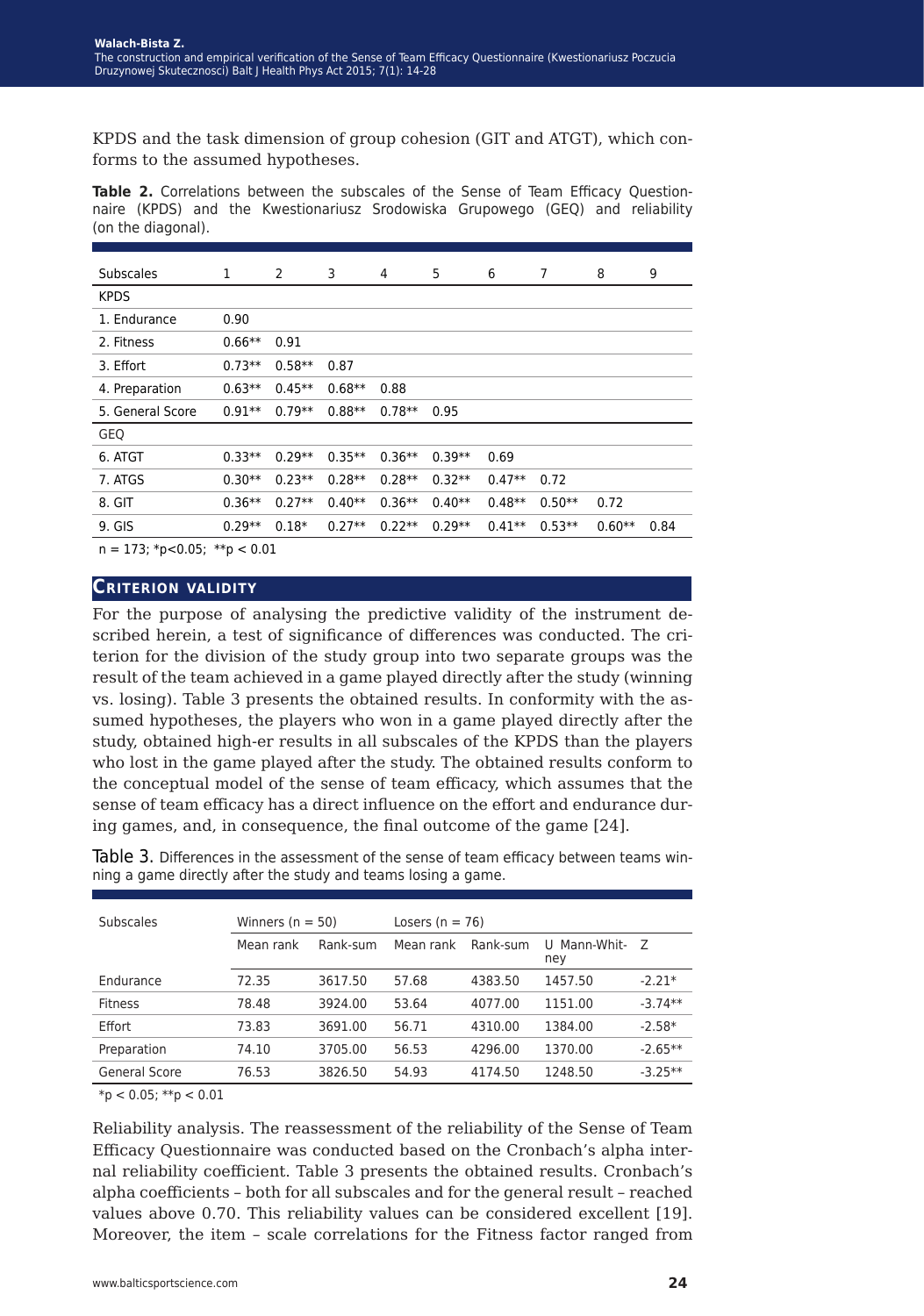KPDS and the task dimension of group cohesion (GIT and ATGT), which conforms to the assumed hypotheses.

**Table 2.** Correlations between the subscales of the Sense of Team Efficacy Questionnaire (KPDS) and the Kwestionariusz Srodowiska Grupowego (GEQ) and reliability (on the diagonal).

| Subscales | 1 | 2 | 3 | 4 | 5 | 6 | 7 | 8 | 9 |
|---|---|---|---|---|---|---|---|---|---|
| KPDS | | | | | | | | | |
| 1. Endurance | 0.90 | | | | | | | | |
| 2. Fitness | 0.66** | 0.91 | | | | | | | |
| 3. Effort | 0.73** | 0.58** | 0.87 | | | | | | |
| 4. Preparation | 0.63** | 0.45** | 0.68** | 0.88 | | | | | |
| 5. General Score | 0.91** | 0.79** | 0.88** | 0.78** | 0.95 | | | | |
| GEQ | | | | | | | | | |
| 6. ATGT | 0.33** | 0.29** | 0.35** | 0.36** | 0.39** | 0.69 | | | |
| 7. ATGS | 0.30** | 0.23** | 0.28** | 0.28** | 0.32** | 0.47** | 0.72 | | |
| 8. GIT | 0.36** | 0.27** | 0.40** | 0.36** | 0.40** | 0.48** | 0.50** | 0.72 | |
| 9. GIS | 0.29** | 0.18* | 0.27** | 0.22** | 0.29** | 0.41** | 0.53** | 0.60** | 0.84 |

n = 173; *p<0.05; **p < 0.01

## Criterion validity

For the purpose of analysing the predictive validity of the instrument described herein, a test of significance of differences was conducted. The criterion for the division of the study group into two separate groups was the result of the team achieved in a game played directly after the study (winning vs. losing). Table 3 presents the obtained results. In conformity with the assumed hypotheses, the players who won in a game played directly after the study, obtained high-er results in all subscales of the KPDS than the players who lost in the game played after the study. The obtained results conform to the conceptual model of the sense of team efficacy, which assumes that the sense of team efficacy has a direct influence on the effort and endurance during games, and, in consequence, the final outcome of the game [24].

Table 3. Differences in the assessment of the sense of team efficacy between teams winning a game directly after the study and teams losing a game.

| Subscales | Winners (n = 50) | | Losers (n = 76) | | | |
|---|---|---|---|---|---|---|
| | Mean rank | Rank-sum | Mean rank | Rank-sum | U Mann-Whitney | Z |
| Endurance | 72.35 | 3617.50 | 57.68 | 4383.50 | 1457.50 | -2.21* |
| Fitness | 78.48 | 3924.00 | 53.64 | 4077.00 | 1151.00 | -3.74** |
| Effort | 73.83 | 3691.00 | 56.71 | 4310.00 | 1384.00 | -2.58* |
| Preparation | 74.10 | 3705.00 | 56.53 | 4296.00 | 1370.00 | -2.65** |
| General Score | 76.53 | 3826.50 | 54.93 | 4174.50 | 1248.50 | -3.25** |

*p < 0.05; **p < 0.01

Reliability analysis. The reassessment of the reliability of the Sense of Team Efficacy Questionnaire was conducted based on the Cronbach's alpha internal reliability coefficient. Table 3 presents the obtained results. Cronbach's alpha coefficients – both for all subscales and for the general result – reached values above 0.70. This reliability values can be considered excellent [19]. Moreover, the item – scale correlations for the Fitness factor ranged from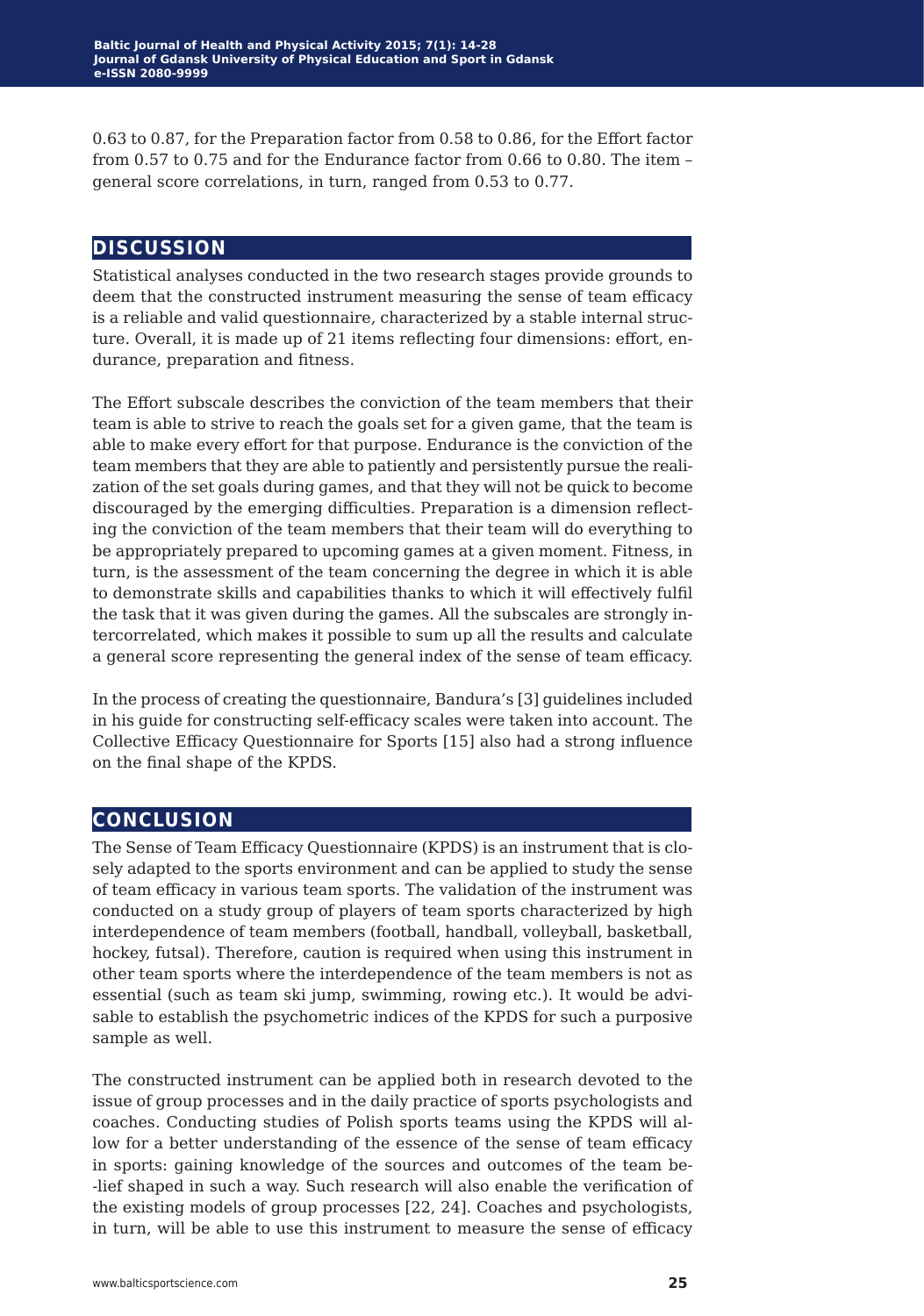0.63 to 0.87, for the Preparation factor from 0.58 to 0.86, for the Effort factor from 0.57 to 0.75 and for the Endurance factor from 0.66 to 0.80. The item – general score correlations, in turn, ranged from 0.53 to 0.77.

## DISCUSSION

Statistical analyses conducted in the two research stages provide grounds to deem that the constructed instrument measuring the sense of team efficacy is a reliable and valid questionnaire, characterized by a stable internal structure. Overall, it is made up of 21 items reflecting four dimensions: effort, endurance, preparation and fitness.

The Effort subscale describes the conviction of the team members that their team is able to strive to reach the goals set for a given game, that the team is able to make every effort for that purpose. Endurance is the conviction of the team members that they are able to patiently and persistently pursue the realization of the set goals during games, and that they will not be quick to become discouraged by the emerging difficulties. Preparation is a dimension reflecting the conviction of the team members that their team will do everything to be appropriately prepared to upcoming games at a given moment. Fitness, in turn, is the assessment of the team concerning the degree in which it is able to demonstrate skills and capabilities thanks to which it will effectively fulfil the task that it was given during the games. All the subscales are strongly intercorrelated, which makes it possible to sum up all the results and calculate a general score representing the general index of the sense of team efficacy.

In the process of creating the questionnaire, Bandura's [3] guidelines included in his guide for constructing self-efficacy scales were taken into account. The Collective Efficacy Questionnaire for Sports [15] also had a strong influence on the final shape of the KPDS.

## CONCLUSION

The Sense of Team Efficacy Questionnaire (KPDS) is an instrument that is closely adapted to the sports environment and can be applied to study the sense of team efficacy in various team sports. The validation of the instrument was conducted on a study group of players of team sports characterized by high interdependence of team members (football, handball, volleyball, basketball, hockey, futsal). Therefore, caution is required when using this instrument in other team sports where the interdependence of the team members is not as essential (such as team ski jump, swimming, rowing etc.). It would be advisable to establish the psychometric indices of the KPDS for such a purposive sample as well.

The constructed instrument can be applied both in research devoted to the issue of group processes and in the daily practice of sports psychologists and coaches. Conducting studies of Polish sports teams using the KPDS will allow for a better understanding of the essence of the sense of team efficacy in sports: gaining knowledge of the sources and outcomes of the team belief shaped in such a way. Such research will also enable the verification of the existing models of group processes [22, 24]. Coaches and psychologists, in turn, will be able to use this instrument to measure the sense of efficacy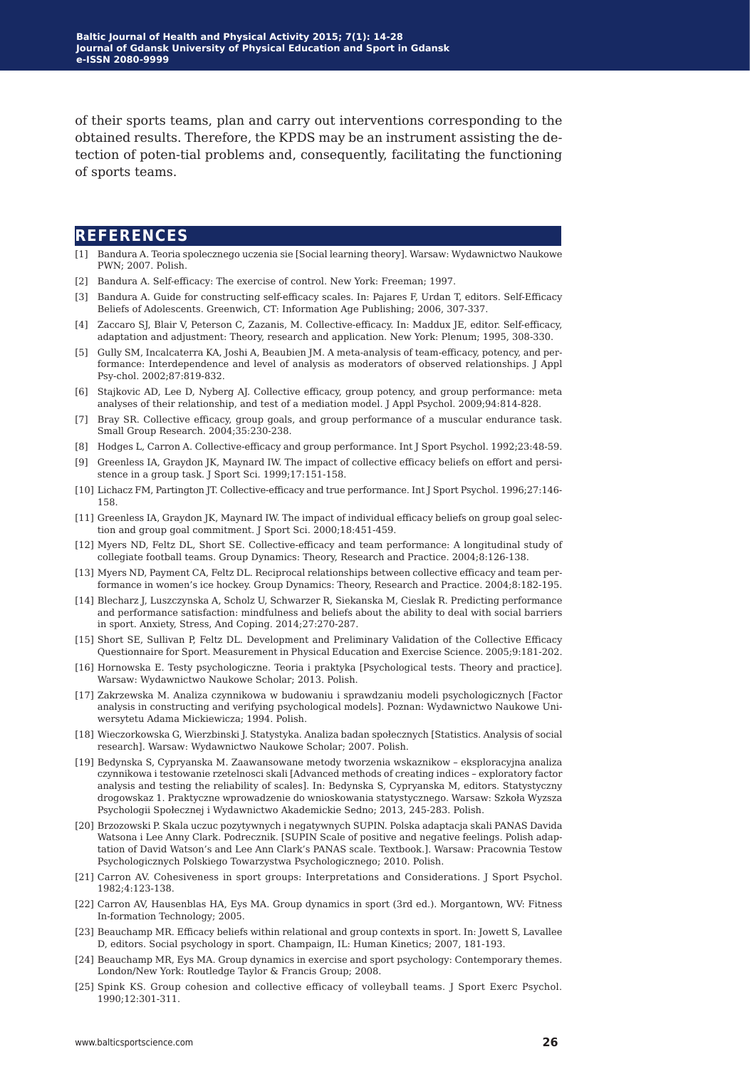of their sports teams, plan and carry out interventions corresponding to the obtained results. Therefore, the KPDS may be an instrument assisting the detection of poten-tial problems and, consequently, facilitating the functioning of sports teams.

## REFERENCES

[1] Bandura A. Teoria spolecznego uczenia sie [Social learning theory]. Warsaw: Wydawnictwo Naukowe PWN; 2007. Polish.

[2] Bandura A. Self-efficacy: The exercise of control. New York: Freeman; 1997.

[3] Bandura A. Guide for constructing self-efficacy scales. In: Pajares F, Urdan T, editors. Self-Efficacy Beliefs of Adolescents. Greenwich, CT: Information Age Publishing; 2006, 307-337.

[4] Zaccaro SJ, Blair V, Peterson C, Zazanis, M. Collective-efficacy. In: Maddux JE, editor. Self-efficacy, adaptation and adjustment: Theory, research and application. New York: Plenum; 1995, 308-330.

[5] Gully SM, Incalcaterra KA, Joshi A, Beaubien JM. A meta-analysis of team-efficacy, potency, and performance: Interdependence and level of analysis as moderators of observed relationships. J Appl Psy-chol. 2002;87:819-832.

[6] Stajkovic AD, Lee D, Nyberg AJ. Collective efficacy, group potency, and group performance: meta analyses of their relationship, and test of a mediation model. J Appl Psychol. 2009;94:814-828.

[7] Bray SR. Collective efficacy, group goals, and group performance of a muscular endurance task. Small Group Research. 2004;35:230-238.

[8] Hodges L, Carron A. Collective-efficacy and group performance. Int J Sport Psychol. 1992;23:48-59.

[9] Greenless IA, Graydon JK, Maynard IW. The impact of collective efficacy beliefs on effort and persistence in a group task. J Sport Sci. 1999;17:151-158.

[10] Lichacz FM, Partington JT. Collective-efficacy and true performance. Int J Sport Psychol. 1996;27:146-158.

[11] Greenless IA, Graydon JK, Maynard IW. The impact of individual efficacy beliefs on group goal selection and group goal commitment. J Sport Sci. 2000;18:451-459.

[12] Myers ND, Feltz DL, Short SE. Collective-efficacy and team performance: A longitudinal study of collegiate football teams. Group Dynamics: Theory, Research and Practice. 2004;8:126-138.

[13] Myers ND, Payment CA, Feltz DL. Reciprocal relationships between collective efficacy and team performance in women's ice hockey. Group Dynamics: Theory, Research and Practice. 2004;8:182-195.

[14] Blecharz J, Luszczynska A, Scholz U, Schwarzer R, Siekanska M, Cieslak R. Predicting performance and performance satisfaction: mindfulness and beliefs about the ability to deal with social barriers in sport. Anxiety, Stress, And Coping. 2014;27:270-287.

[15] Short SE, Sullivan P, Feltz DL. Development and Preliminary Validation of the Collective Efficacy Questionnaire for Sport. Measurement in Physical Education and Exercise Science. 2005;9:181-202.

[16] Hornowska E. Testy psychologiczne. Teoria i praktyka [Psychological tests. Theory and practice]. Warsaw: Wydawnictwo Naukowe Scholar; 2013. Polish.

[17] Zakrzewska M. Analiza czynnikowa w budowaniu i sprawdzaniu modeli psychologicznych [Factor analysis in constructing and verifying psychological models]. Poznan: Wydawnictwo Naukowe Uniwersytetu Adama Mickiewicza; 1994. Polish.

[18] Wieczorkowska G, Wierzbinski J. Statystyka. Analiza badan społecznych [Statistics. Analysis of social research]. Warsaw: Wydawnictwo Naukowe Scholar; 2007. Polish.

[19] Bedynska S, Cypryanska M. Zaawansowane metody tworzenia wskaznikow – eksploracyjna analiza czynnikowa i testowanie rzetelnosci skali [Advanced methods of creating indices – exploratory factor analysis and testing the reliability of scales]. In: Bedynska S, Cypryanska M, editors. Statystyczny drogowskaz 1. Praktyczne wprowadzenie do wnioskowania statystycznego. Warsaw: Szkoła Wyzsza Psychologii Społecznej i Wydawnictwo Akademickie Sedno; 2013, 245-283. Polish.

[20] Brzozowski P. Skala uczuc pozytywnych i negatywnych SUPIN. Polska adaptacja skali PANAS Davida Watsona i Lee Anny Clark. Podrecznik. [SUPIN Scale of positive and negative feelings. Polish adaptation of David Watson's and Lee Ann Clark's PANAS scale. Textbook.]. Warsaw: Pracownia Testow Psychologicznych Polskiego Towarzystwa Psychologicznego; 2010. Polish.

[21] Carron AV. Cohesiveness in sport groups: Interpretations and Considerations. J Sport Psychol. 1982;4:123-138.

[22] Carron AV, Hausenblas HA, Eys MA. Group dynamics in sport (3rd ed.). Morgantown, WV: Fitness In-formation Technology; 2005.

[23] Beauchamp MR. Efficacy beliefs within relational and group contexts in sport. In: Jowett S, Lavallee D, editors. Social psychology in sport. Champaign, IL: Human Kinetics; 2007, 181-193.

[24] Beauchamp MR, Eys MA. Group dynamics in exercise and sport psychology: Contemporary themes. London/New York: Routledge Taylor & Francis Group; 2008.

[25] Spink KS. Group cohesion and collective efficacy of volleyball teams. J Sport Exerc Psychol. 1990;12:301-311.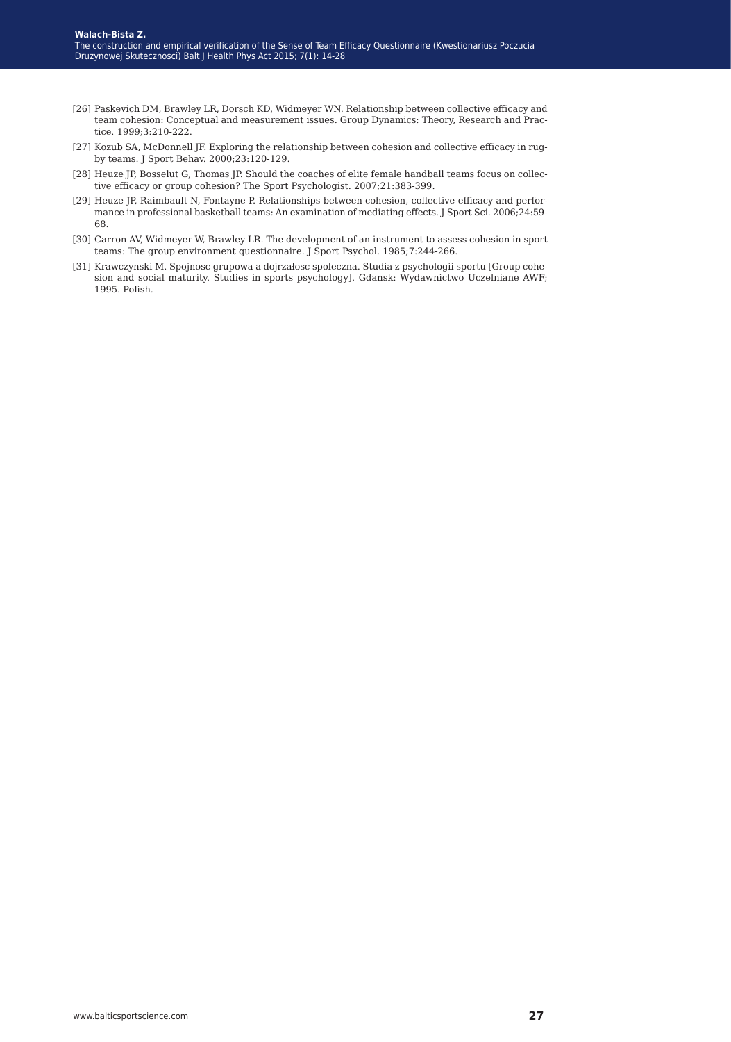[26] Paskevich DM, Brawley LR, Dorsch KD, Widmeyer WN. Relationship between collective efficacy and team cohesion: Conceptual and measurement issues. Group Dynamics: Theory, Research and Practice. 1999;3:210-222.

[27] Kozub SA, McDonnell JF. Exploring the relationship between cohesion and collective efficacy in rugby teams. J Sport Behav. 2000;23:120-129.

[28] Heuze JP, Bosselut G, Thomas JP. Should the coaches of elite female handball teams focus on collective efficacy or group cohesion? The Sport Psychologist. 2007;21:383-399.

[29] Heuze JP, Raimbault N, Fontayne P. Relationships between cohesion, collective-efficacy and performance in professional basketball teams: An examination of mediating effects. J Sport Sci. 2006;24:59-68.

[30] Carron AV, Widmeyer W, Brawley LR. The development of an instrument to assess cohesion in sport teams: The group environment questionnaire. J Sport Psychol. 1985;7:244-266.

[31] Krawczynski M. Spojnosc grupowa a dojrzałosc spoleczna. Studia z psychologii sportu [Group cohesion and social maturity. Studies in sports psychology]. Gdansk: Wydawnictwo Uczelniane AWF; 1995. Polish.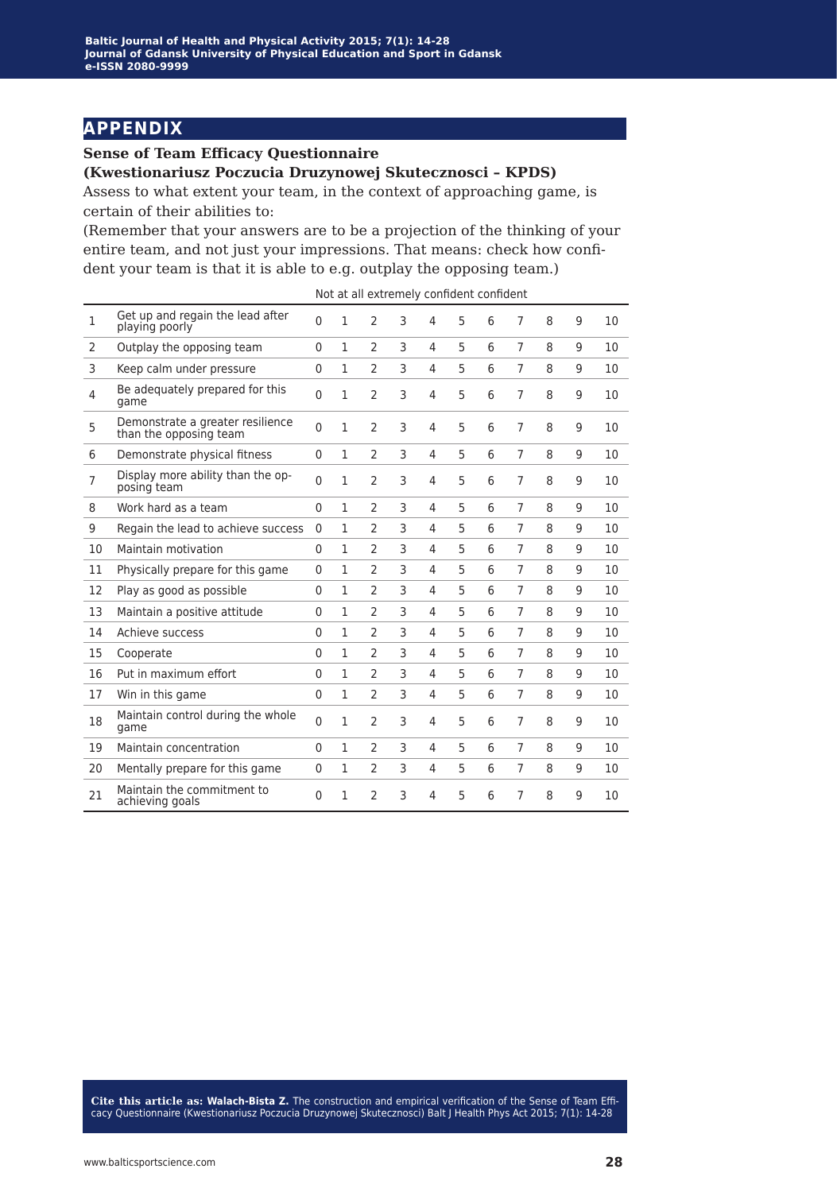## APPENDIX

**Sense of Team Efficacy Questionnaire**
**(Kwestionariusz Poczucia Druzynowej Skutecznosci – KPDS)**

Assess to what extent your team, in the context of approaching game, is certain of their abilities to:

(Remember that your answers are to be a projection of the thinking of your entire team, and not just your impressions. That means: check how confident your team is that it is able to e.g. outplay the opposing team.)

| | | Not at all confident | | | | | | | | | | extremely confident |
|---|---|---|---|---|---|---|---|---|---|---|---|---|
| 1 | Get up and regain the lead after playing poorly | 0 | 1 | 2 | 3 | 4 | 5 | 6 | 7 | 8 | 9 | 10 |
| 2 | Outplay the opposing team | 0 | 1 | 2 | 3 | 4 | 5 | 6 | 7 | 8 | 9 | 10 |
| 3 | Keep calm under pressure | 0 | 1 | 2 | 3 | 4 | 5 | 6 | 7 | 8 | 9 | 10 |
| 4 | Be adequately prepared for this game | 0 | 1 | 2 | 3 | 4 | 5 | 6 | 7 | 8 | 9 | 10 |
| 5 | Demonstrate a greater resilience than the opposing team | 0 | 1 | 2 | 3 | 4 | 5 | 6 | 7 | 8 | 9 | 10 |
| 6 | Demonstrate physical fitness | 0 | 1 | 2 | 3 | 4 | 5 | 6 | 7 | 8 | 9 | 10 |
| 7 | Display more ability than the opposing team | 0 | 1 | 2 | 3 | 4 | 5 | 6 | 7 | 8 | 9 | 10 |
| 8 | Work hard as a team | 0 | 1 | 2 | 3 | 4 | 5 | 6 | 7 | 8 | 9 | 10 |
| 9 | Regain the lead to achieve success | 0 | 1 | 2 | 3 | 4 | 5 | 6 | 7 | 8 | 9 | 10 |
| 10 | Maintain motivation | 0 | 1 | 2 | 3 | 4 | 5 | 6 | 7 | 8 | 9 | 10 |
| 11 | Physically prepare for this game | 0 | 1 | 2 | 3 | 4 | 5 | 6 | 7 | 8 | 9 | 10 |
| 12 | Play as good as possible | 0 | 1 | 2 | 3 | 4 | 5 | 6 | 7 | 8 | 9 | 10 |
| 13 | Maintain a positive attitude | 0 | 1 | 2 | 3 | 4 | 5 | 6 | 7 | 8 | 9 | 10 |
| 14 | Achieve success | 0 | 1 | 2 | 3 | 4 | 5 | 6 | 7 | 8 | 9 | 10 |
| 15 | Cooperate | 0 | 1 | 2 | 3 | 4 | 5 | 6 | 7 | 8 | 9 | 10 |
| 16 | Put in maximum effort | 0 | 1 | 2 | 3 | 4 | 5 | 6 | 7 | 8 | 9 | 10 |
| 17 | Win in this game | 0 | 1 | 2 | 3 | 4 | 5 | 6 | 7 | 8 | 9 | 10 |
| 18 | Maintain control during the whole game | 0 | 1 | 2 | 3 | 4 | 5 | 6 | 7 | 8 | 9 | 10 |
| 19 | Maintain concentration | 0 | 1 | 2 | 3 | 4 | 5 | 6 | 7 | 8 | 9 | 10 |
| 20 | Mentally prepare for this game | 0 | 1 | 2 | 3 | 4 | 5 | 6 | 7 | 8 | 9 | 10 |
| 21 | Maintain the commitment to achieving goals | 0 | 1 | 2 | 3 | 4 | 5 | 6 | 7 | 8 | 9 | 10 |

**Cite this article as: Walach-Bista Z.** The construction and empirical verification of the Sense of Team Efficacy Questionnaire (Kwestionariusz Poczucia Druzynowej Skutecznosci) Balt J Health Phys Act 2015; 7(1): 14-28